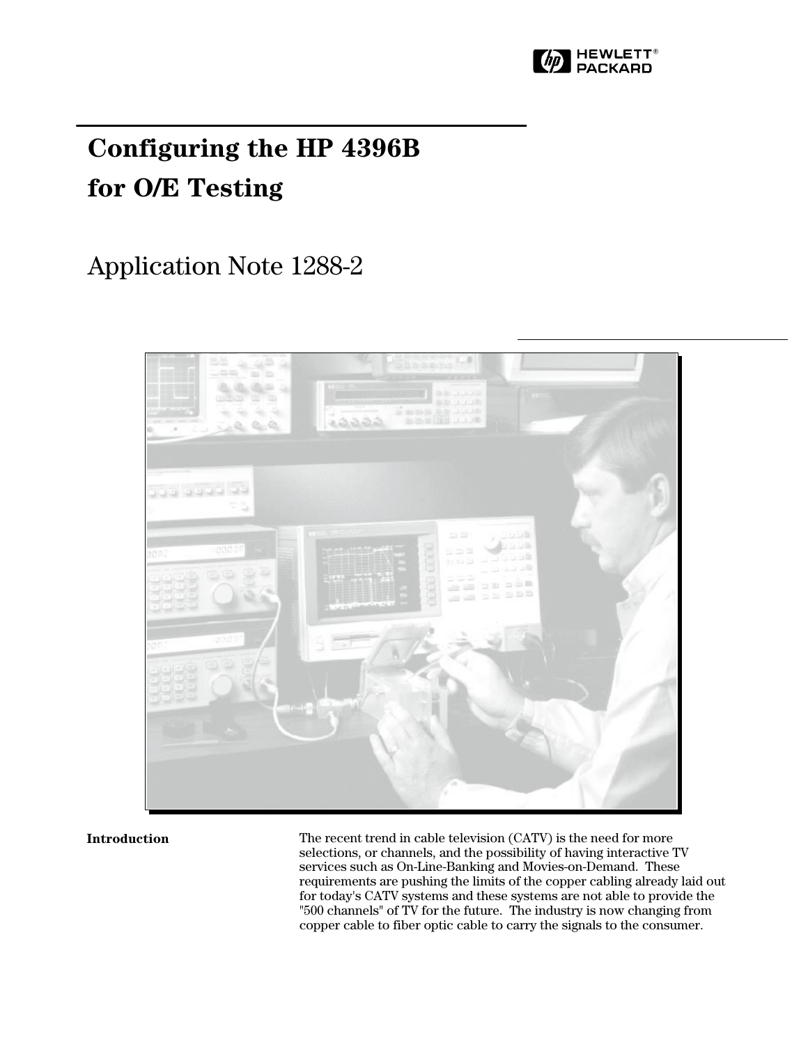HEWLETT® PACKARD

# Configuring the HP 4396B for O/E Testing

## Application Note 1288-2

### Introduction

The recent trend in cable television (CATV) is the need for more selections, or channels, and the possibility of having interactive TV services such as On-Line-Banking and Movies-on-Demand. These requirements are pushing the limits of the copper cabling already laid out for today's CATV systems and these systems are not able to provide the "500 channels" of TV for the future. The industry is now changing from copper cable to fiber optic cable to carry the signals to the consumer.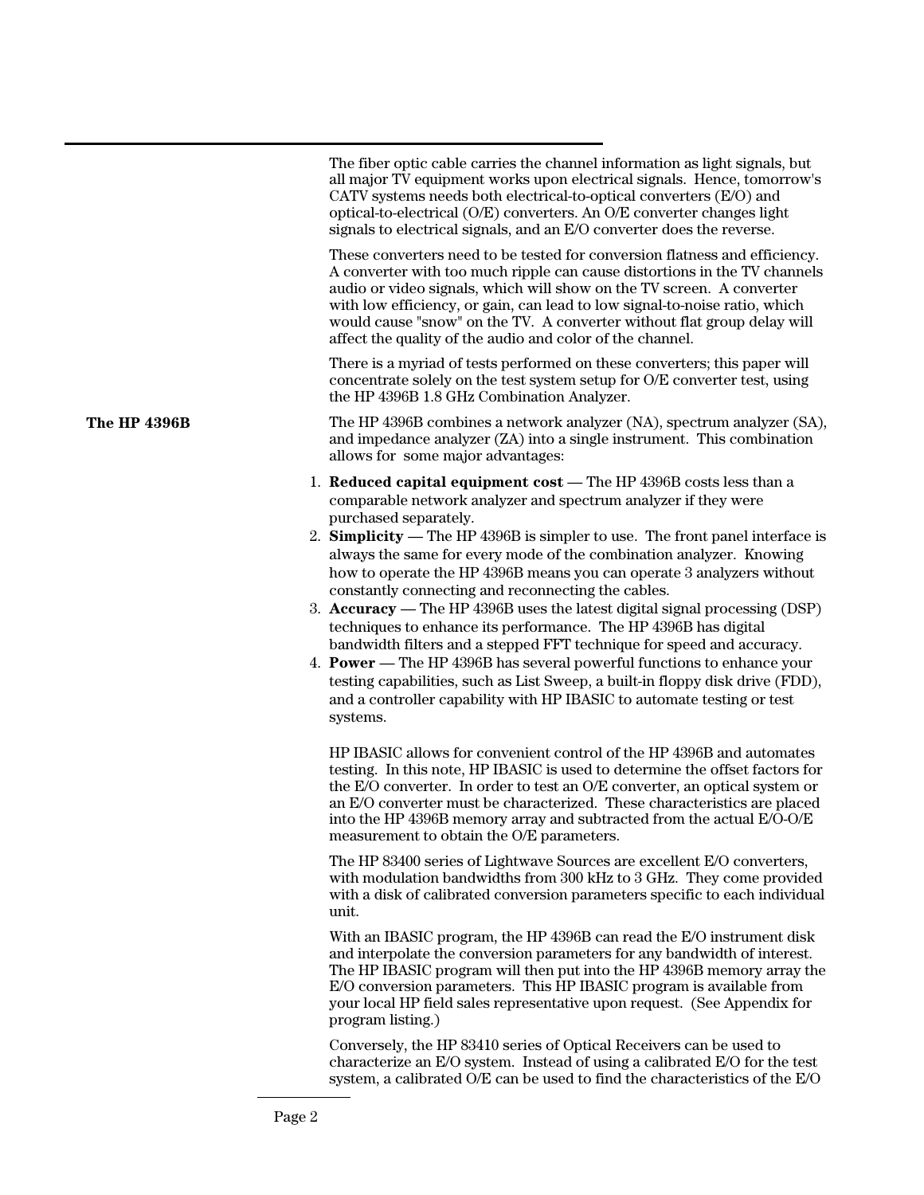The fiber optic cable carries the channel information as light signals, but all major TV equipment works upon electrical signals. Hence, tomorrow's CATV systems needs both electrical-to-optical converters (E/O) and optical-to-electrical (O/E) converters. An O/E converter changes light signals to electrical signals, and an E/O converter does the reverse.

These converters need to be tested for conversion flatness and efficiency. A converter with too much ripple can cause distortions in the TV channels audio or video signals, which will show on the TV screen. A converter with low efficiency, or gain, can lead to low signal-to-noise ratio, which would cause "snow" on the TV. A converter without flat group delay will affect the quality of the audio and color of the channel.

There is a myriad of tests performed on these converters; this paper will concentrate solely on the test system setup for O/E converter test, using the HP 4396B 1.8 GHz Combination Analyzer.

## The HP 4396B

The HP 4396B combines a network analyzer (NA), spectrum analyzer (SA), and impedance analyzer (ZA) into a single instrument. This combination allows for some major advantages:

1. **Reduced capital equipment cost —** The HP 4396B costs less than a comparable network analyzer and spectrum analyzer if they were purchased separately.
2. **Simplicity —** The HP 4396B is simpler to use. The front panel interface is always the same for every mode of the combination analyzer. Knowing how to operate the HP 4396B means you can operate 3 analyzers without constantly connecting and reconnecting the cables.
3. **Accuracy —** The HP 4396B uses the latest digital signal processing (DSP) techniques to enhance its performance. The HP 4396B has digital bandwidth filters and a stepped FFT technique for speed and accuracy.
4. **Power —** The HP 4396B has several powerful functions to enhance your testing capabilities, such as List Sweep, a built-in floppy disk drive (FDD), and a controller capability with HP IBASIC to automate testing or test systems.

HP IBASIC allows for convenient control of the HP 4396B and automates testing. In this note, HP IBASIC is used to determine the offset factors for the E/O converter. In order to test an O/E converter, an optical system or an E/O converter must be characterized. These characteristics are placed into the HP 4396B memory array and subtracted from the actual E/O-O/E measurement to obtain the O/E parameters.

The HP 83400 series of Lightwave Sources are excellent E/O converters, with modulation bandwidths from 300 kHz to 3 GHz. They come provided with a disk of calibrated conversion parameters specific to each individual unit.

With an IBASIC program, the HP 4396B can read the E/O instrument disk and interpolate the conversion parameters for any bandwidth of interest. The HP IBASIC program will then put into the HP 4396B memory array the E/O conversion parameters. This HP IBASIC program is available from your local HP field sales representative upon request. (See Appendix for program listing.)

Conversely, the HP 83410 series of Optical Receivers can be used to characterize an E/O system. Instead of using a calibrated E/O for the test system, a calibrated O/E can be used to find the characteristics of the E/O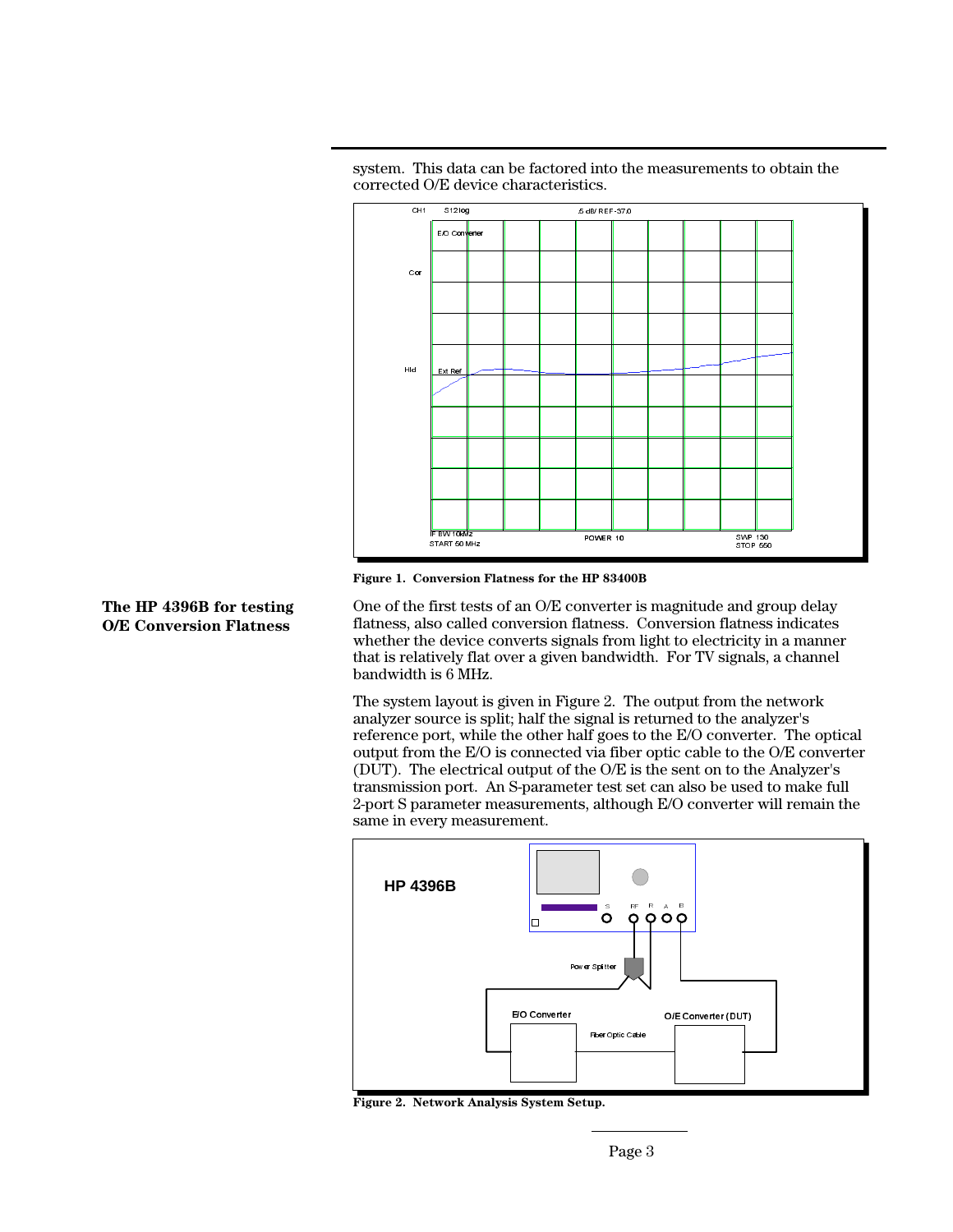system. This data can be factored into the measurements to obtain the corrected O/E device characteristics.

**Figure 1. Conversion Flatness for the HP 83400B**

## The HP 4396B for testing O/E Conversion Flatness

One of the first tests of an O/E converter is magnitude and group delay flatness, also called conversion flatness. Conversion flatness indicates whether the device converts signals from light to electricity in a manner that is relatively flat over a given bandwidth. For TV signals, a channel bandwidth is 6 MHz.

The system layout is given in Figure 2. The output from the network analyzer source is split; half the signal is returned to the analyzer's reference port, while the other half goes to the E/O converter. The optical output from the E/O is connected via fiber optic cable to the O/E converter (DUT). The electrical output of the O/E is the sent on to the Analyzer's transmission port. An S-parameter test set can also be used to make full 2-port S parameter measurements, although E/O converter will remain the same in every measurement.

**Figure 2. Network Analysis System Setup.**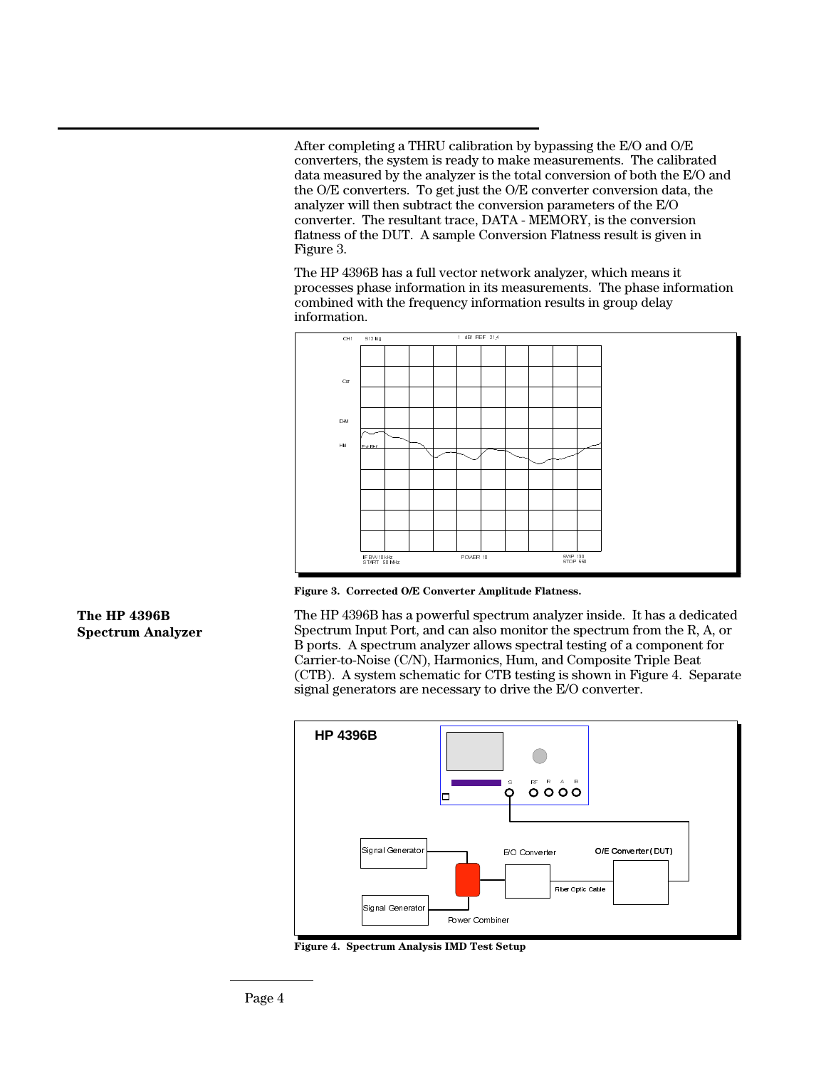After completing a THRU calibration by bypassing the E/O and O/E converters, the system is ready to make measurements. The calibrated data measured by the analyzer is the total conversion of both the E/O and the O/E converters. To get just the O/E converter conversion data, the analyzer will then subtract the conversion parameters of the E/O converter. The resultant trace, DATA - MEMORY, is the conversion flatness of the DUT. A sample Conversion Flatness result is given in Figure 3.

The HP 4396B has a full vector network analyzer, which means it processes phase information in its measurements. The phase information combined with the frequency information results in group delay information.

**Figure 3. Corrected O/E Converter Amplitude Flatness.**

## The HP 4396B Spectrum Analyzer

The HP 4396B has a powerful spectrum analyzer inside. It has a dedicated Spectrum Input Port, and can also monitor the spectrum from the R, A, or B ports. A spectrum analyzer allows spectral testing of a component for Carrier-to-Noise (C/N), Harmonics, Hum, and Composite Triple Beat (CTB). A system schematic for CTB testing is shown in Figure 4. Separate signal generators are necessary to drive the E/O converter.

**Figure 4. Spectrum Analysis IMD Test Setup**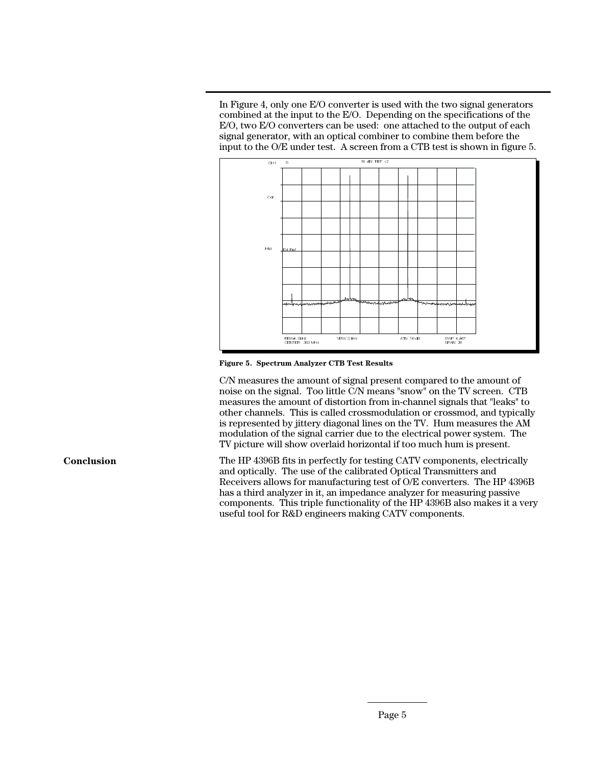In Figure 4, only one E/O converter is used with the two signal generators combined at the input to the E/O. Depending on the specifications of the E/O, two E/O converters can be used: one attached to the output of each signal generator, with an optical combiner to combine them before the input to the O/E under test. A screen from a CTB test is shown in figure 5.

**Figure 5. Spectrum Analyzer CTB Test Results**

C/N measures the amount of signal present compared to the amount of noise on the signal. Too little C/N means "snow" on the TV screen. CTB measures the amount of distortion from in-channel signals that "leaks" to other channels. This is called crossmodulation or crossmod, and typically is represented by jittery diagonal lines on the TV. Hum measures the AM modulation of the signal carrier due to the electrical power system. The TV picture will show overlaid horizontal if too much hum is present.

## Conclusion

The HP 4396B fits in perfectly for testing CATV components, electrically and optically. The use of the calibrated Optical Transmitters and Receivers allows for manufacturing test of O/E converters. The HP 4396B has a third analyzer in it, an impedance analyzer for measuring passive components. This triple functionality of the HP 4396B also makes it a very useful tool for R&D engineers making CATV components.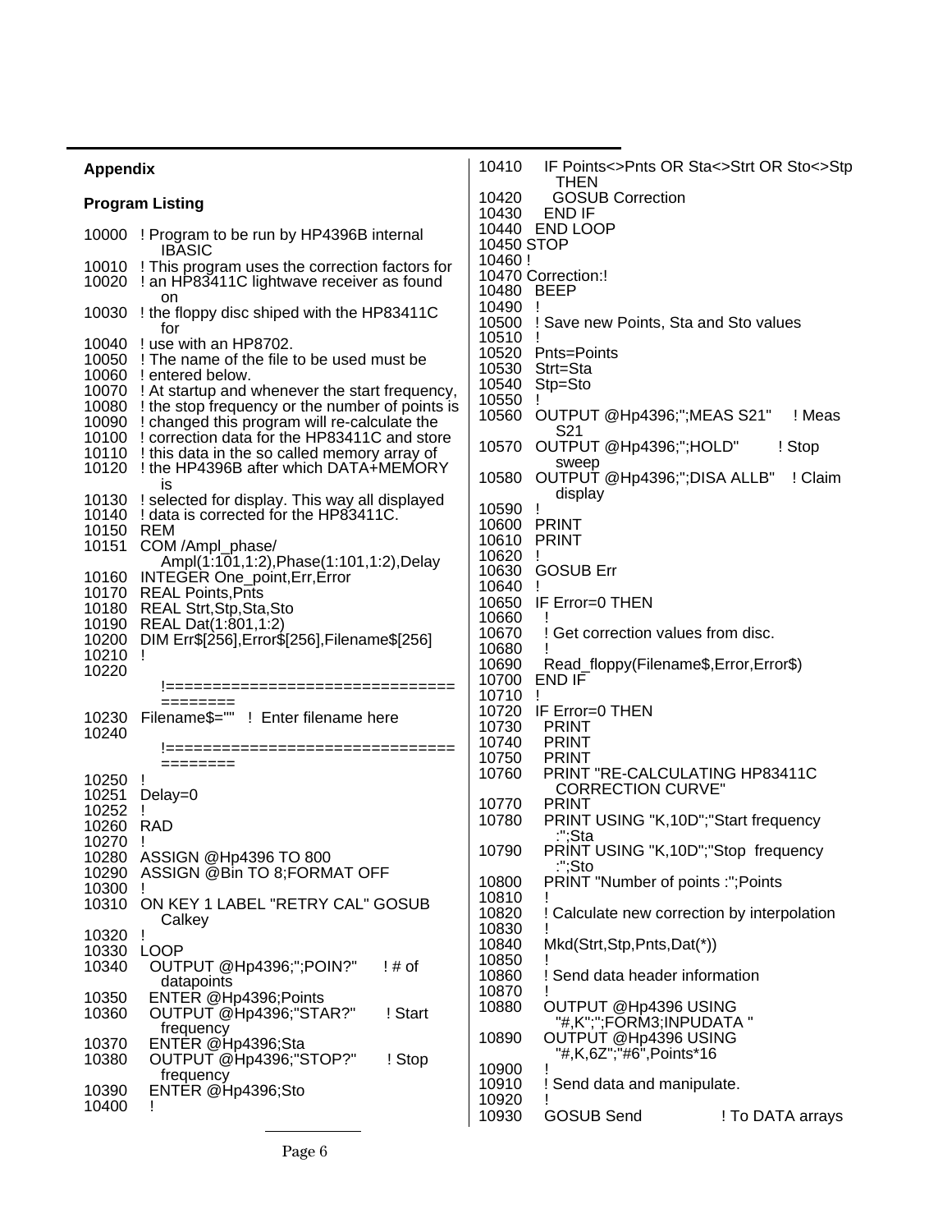**Appendix**

**Program Listing**

```
10000 ! Program to be run by HP4396B internal
        IBASIC
10010 ! This program uses the correction factors for
10020 ! an HP83411C lightwave receiver as found
        on
10030 ! the floppy disc shiped with the HP83411C
        for
10040 ! use with an HP8702.
10050 ! The name of the file to be used must be
10060 ! entered below.
10070 ! At startup and whenever the start frequency,
10080 ! the stop frequency or the number of points is
10090 ! changed this program will re-calculate the
10100 ! correction data for the HP83411C and store
10110 ! this data in the so called memory array of
10120 ! the HP4396B after which DATA+MEMORY
        is
10130 ! selected for display. This way all displayed
10140 ! data is corrected for the HP83411C.
10150  REM
10151  COM /Ampl_phase/
         Ampl(1:101,1:2),Phase(1:101,1:2),Delay
10160  INTEGER One_point,Err,Error
10170  REAL Points,Pnts
10180  REAL Strt,Stp,Sta,Sto
10190  REAL Dat(1:801,1:2)
10200  DIM Err$[256],Error$[256],Filename$[256]
10210  !
10220
         !==============================
         ========
10230  Filename$=""   ! Enter filename here
10240
         !==============================
         ========
10250  !
10251  Delay=0
10252  !
10260  RAD
10270  !
10280  ASSIGN @Hp4396 TO 800
10290  ASSIGN @Bin TO 8;FORMAT OFF
10300  !
10310  ON KEY 1 LABEL "RETRY CAL" GOSUB
         Calkey
10320  !
10330  LOOP
10340    OUTPUT @Hp4396;";POIN?"        ! # of
           datapoints
10350    ENTER @Hp4396;Points
10360    OUTPUT @Hp4396;"STAR?"         ! Start
           frequency
10370    ENTER @Hp4396;Sta
10380    OUTPUT @Hp4396;"STOP?"         ! Stop
           frequency
10390    ENTER @Hp4396;Sto
10400    !
10410    IF Points<>Pnts OR Sta<>Strt OR Sto<>Stp
           THEN
10420      GOSUB Correction
10430    END IF
10440  END LOOP
10450 STOP
10460 !
10470 Correction:!
10480  BEEP
10490  !
10500  ! Save new Points, Sta and Sto values
10510  !
10520  Pnts=Points
10530  Strt=Sta
10540  Stp=Sto
10550  !
10560  OUTPUT @Hp4396;";MEAS S21"      ! Meas
         S21
10570  OUTPUT @Hp4396;";HOLD"          ! Stop
         sweep
10580  OUTPUT @Hp4396;";DISA ALLB"     ! Claim
         display
10590  !
10600  PRINT
10610  PRINT
10620  !
10630  GOSUB Err
10640  !
10650  IF Error=0 THEN
10660    !
10670    ! Get correction values from disc.
10680    !
10690    Read_floppy(Filename$,Error,Error$)
10700  END IF
10710  !
10720  IF Error=0 THEN
10730    PRINT
10740    PRINT
10750    PRINT
10760    PRINT "RE-CALCULATING HP83411C
           CORRECTION CURVE"
10770    PRINT
10780    PRINT USING "K,10D";"Start frequency
           :";Sta
10790    PRINT USING "K,10D";"Stop  frequency
           :";Sto
10800    PRINT "Number of points :";Points
10810    !
10820    ! Calculate new correction by interpolation
10830    !
10840    Mkd(Strt,Stp,Pnts,Dat(*))
10850    !
10860    ! Send data header information
10870    !
10880    OUTPUT @Hp4396 USING
           "#,K";";FORM3;INPUDATA "
10890    OUTPUT @Hp4396 USING
           "#,K,6Z";"#6",Points*16
10900    !
10910    ! Send data and manipulate.
10920    !
10930    GOSUB Send                 ! To DATA arrays
```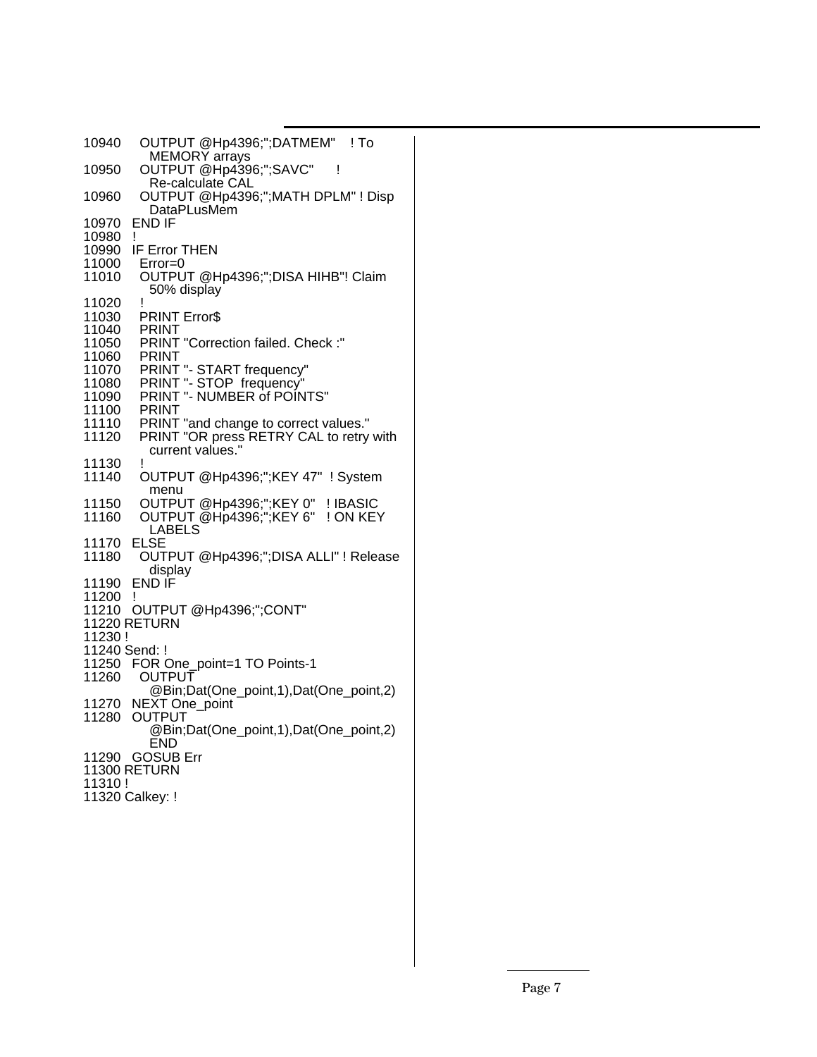```
10940     OUTPUT @Hp4396;";DATMEM"    ! To
            MEMORY arrays
10950     OUTPUT @Hp4396;";SAVC"      !
            Re-calculate CAL
10960     OUTPUT @Hp4396;";MATH DPLM" ! Disp
            DataPLusMem
10970   END IF
10980   !
10990   IF Error THEN
11000     Error=0
11010     OUTPUT @Hp4396;";DISA HIHB"! Claim
            50% display
11020     !
11030     PRINT Error$
11040     PRINT
11050     PRINT "Correction failed. Check :"
11060     PRINT
11070     PRINT "- START frequency"
11080     PRINT "- STOP  frequency"
11090     PRINT "- NUMBER of POINTS"
11100     PRINT
11110     PRINT "and change to correct values."
11120     PRINT "OR press RETRY CAL to retry with
            current values."
11130     !
11140     OUTPUT @Hp4396;";KEY 47"  ! System
            menu
11150     OUTPUT @Hp4396;";KEY 0"   ! IBASIC
11160     OUTPUT @Hp4396;";KEY 6"   ! ON KEY
            LABELS
11170   ELSE
11180     OUTPUT @Hp4396;";DISA ALLI" ! Release
            display
11190   END IF
11200   !
11210   OUTPUT @Hp4396;";CONT"
11220 RETURN
11230 !
11240 Send: !
11250   FOR One_point=1 TO Points-1
11260     OUTPUT
            @Bin;Dat(One_point,1),Dat(One_point,2)
11270   NEXT One_point
11280   OUTPUT
            @Bin;Dat(One_point,1),Dat(One_point,2)
            END
11290   GOSUB Err
11300 RETURN
11310 !
11320 Calkey: !
```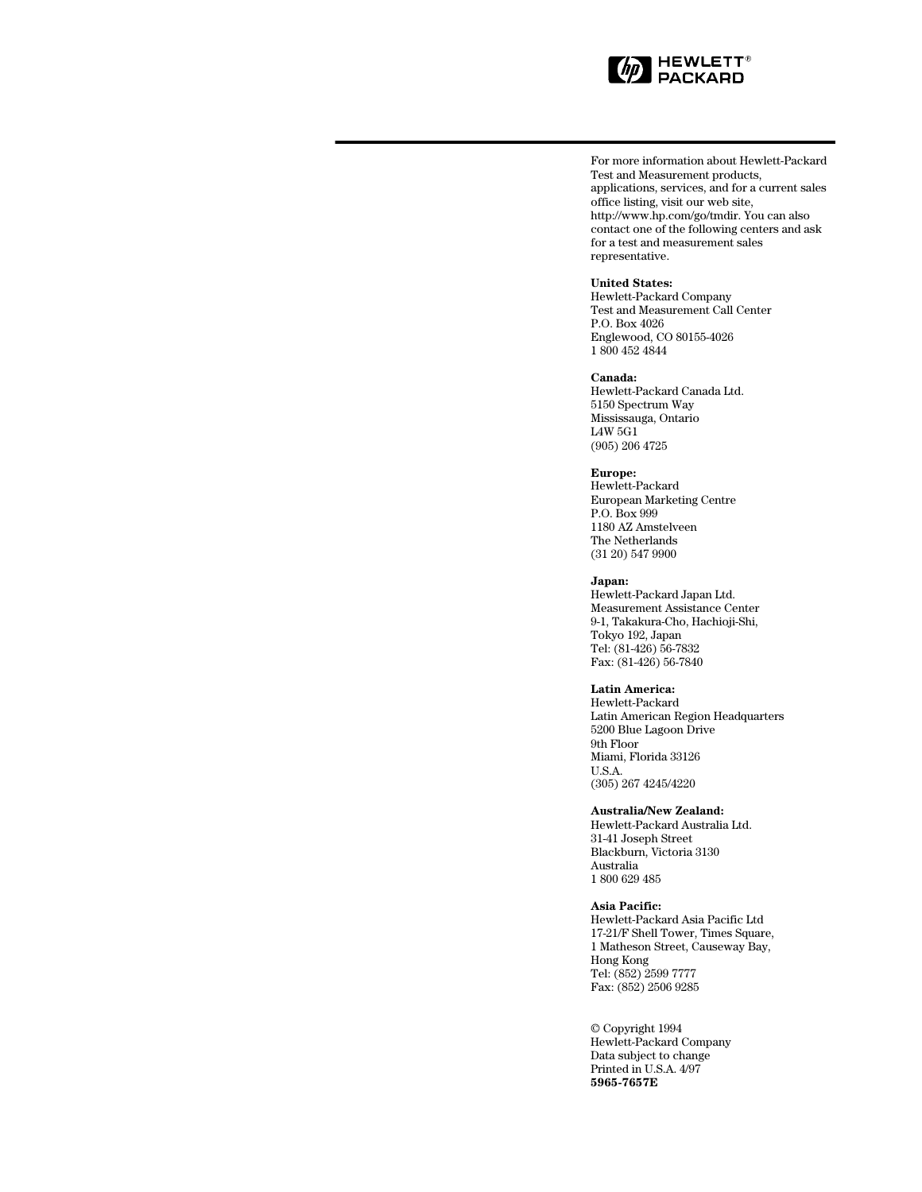For more information about Hewlett-Packard Test and Measurement products, applications, services, and for a current sales office listing, visit our web site, http://www.hp.com/go/tmdir. You can also contact one of the following centers and ask for a test and measurement sales representative.

**United States:**
Hewlett-Packard Company
Test and Measurement Call Center
P.O. Box 4026
Englewood, CO 80155-4026
1 800 452 4844

**Canada:**
Hewlett-Packard Canada Ltd.
5150 Spectrum Way
Mississauga, Ontario
L4W 5G1
(905) 206 4725

**Europe:**
Hewlett-Packard
European Marketing Centre
P.O. Box 999
1180 AZ Amstelveen
The Netherlands
(31 20) 547 9900

**Japan:**
Hewlett-Packard Japan Ltd.
Measurement Assistance Center
9-1, Takakura-Cho, Hachioji-Shi,
Tokyo 192, Japan
Tel: (81-426) 56-7832
Fax: (81-426) 56-7840

**Latin America:**
Hewlett-Packard
Latin American Region Headquarters
5200 Blue Lagoon Drive
9th Floor
Miami, Florida 33126
U.S.A.
(305) 267 4245/4220

**Australia/New Zealand:**
Hewlett-Packard Australia Ltd.
31-41 Joseph Street
Blackburn, Victoria 3130
Australia
1 800 629 485

**Asia Pacific:**
Hewlett-Packard Asia Pacific Ltd
17-21/F Shell Tower, Times Square,
1 Matheson Street, Causeway Bay,
Hong Kong
Tel: (852) 2599 7777
Fax: (852) 2506 9285

© Copyright 1994
Hewlett-Packard Company
Data subject to change
Printed in U.S.A. 4/97
**5965-7657E**